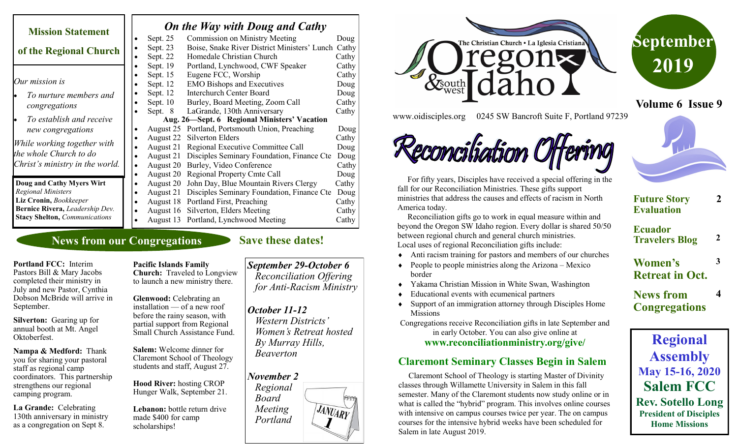## Mission Statement of the Regional Church

*Our mission is*

- *To nurture members and congregations*
- *To establish and receive new congregations*

*While working together with the whole Church to do Christ's ministry in the world.*

**Doug and Cathy Myers Wirt** *Regional Ministers*
**Liz Cronin,** *Bookkeeper*
**Bernice Rivera,** *Leadership Dev.*
**Stacy Shelton,** *Communications*

## *On the Way with Doug and Cathy*

- Sept. 25 Commission on Ministry Meeting — Doug
- Sept. 23 Boise, Snake River District Ministers' Lunch — Cathy
- Sept. 22 Homedale Christian Church — Cathy
- Sept. 19 Portland, Lynchwood, CWF Speaker — Cathy
- Sept. 15 Eugene FCC, Worship — Cathy
- Sept. 12 EMO Bishops and Executives — Doug
- Sept. 12 Interchurch Center Board — Doug
- Sept. 10 Burley, Board Meeting, Zoom Call — Cathy
- Sept. 8 LaGrande, 130th Anniversary — Cathy

**Aug. 26—Sept. 6 Regional Ministers' Vacation**

- August 25 Portland, Portsmouth Union, Preaching — Doug
- August 22 Silverton Elders — Cathy
- August 21 Regional Executive Committee Call — Doug
- August 21 Disciples Seminary Foundation, Finance Cte — Doug
- August 20 Burley, Video Conference — Cathy
- August 20 Regional Property Cmte Call — Doug
- August 20 John Day, Blue Mountain Rivers Clergy — Cathy
- August 21 Disciples Seminary Foundation, Finance Cte — Doug
- August 18 Portland First, Preaching — Cathy
- August 16 Silverton, Elders Meeting — Cathy
- August 13 Portland, Lynchwood Meeting — Cathy

## News from our Congregations

**Portland FCC:** Interim Pastors Bill & Mary Jacobs completed their ministry in July and new Pastor, Cynthia Dobson McBride will arrive in September.

**Silverton:** Gearing up for annual booth at Mt. Angel Oktoberfest.

**Nampa & Medford:** Thank you for sharing your pastoral staff as regional camp coordinators. This partnership strengthens our regional camping program.

**La Grande:** Celebrating 130th anniversary in ministry as a congregation on Sept 8.

**Pacific Islands Family Church:** Traveled to Longview to launch a new ministry there.

**Glenwood:** Celebrating an installation — of a new roof before the rainy season, with partial support from Regional Small Church Assistance Fund.

**Salem:** Welcome dinner for Claremont School of Theology students and staff, August 27.

**Hood River:** hosting CROP Hunger Walk, September 21.

**Lebanon:** bottle return drive made $400 for camp scholarships!

## Save these dates!

***September 29-October 6***
*Reconciliation Offering for Anti-Racism Ministry*

***October 11-12***
*Western Districts' Women's Retreat hosted By Murray Hills, Beaverton*

***November 2***
*Regional Board Meeting Portland*

The Christian Church • La Iglesia Cristiana — Oregon & southwest Idaho

www.oidisciples.org 0245 SW Bancroft Suite F, Portland 97239

# September 2019

**Volume 6 Issue 9**

| | |
|---|---|
| **Future Story Evaluation** | **2** |
| **Ecuador Travelers Blog** | **2** |
| **Women's Retreat in Oct.** | **3** |
| **News from Congregations** | **4** |

## Reconciliation Offering

For fifty years, Disciples have received a special offering in the fall for our Reconciliation Ministries. These gifts support ministries that address the causes and effects of racism in North America today.

Reconciliation gifts go to work in equal measure within and beyond the Oregon SW Idaho region. Every dollar is shared 50/50 between regional church and general church ministries.
Local uses of regional Reconciliation gifts include:

- Anti racism training for pastors and members of our churches
- People to people ministries along the Arizona – Mexico border
- Yakama Christian Mission in White Swan, Washington
- Educational events with ecumenical partners
- Support of an immigration attorney through Disciples Home Missions

Congregations receive Reconciliation gifts in late September and in early October. You can also give online at
**www.reconciliationministry.org/give/**

## Claremont Seminary Classes Begin in Salem

Claremont School of Theology is starting Master of Divinity classes through Willamette University in Salem in this fall semester. Many of the Claremont students now study online or in what is called the "hybrid" program. This involves online courses with intensive on campus courses twice per year. The on campus courses for the intensive hybrid weeks have been scheduled for Salem in late August 2019.

## Regional Assembly
**May 15-16, 2020**
**Salem FCC**
**Rev. Sotello Long**
**President of Disciples Home Missions**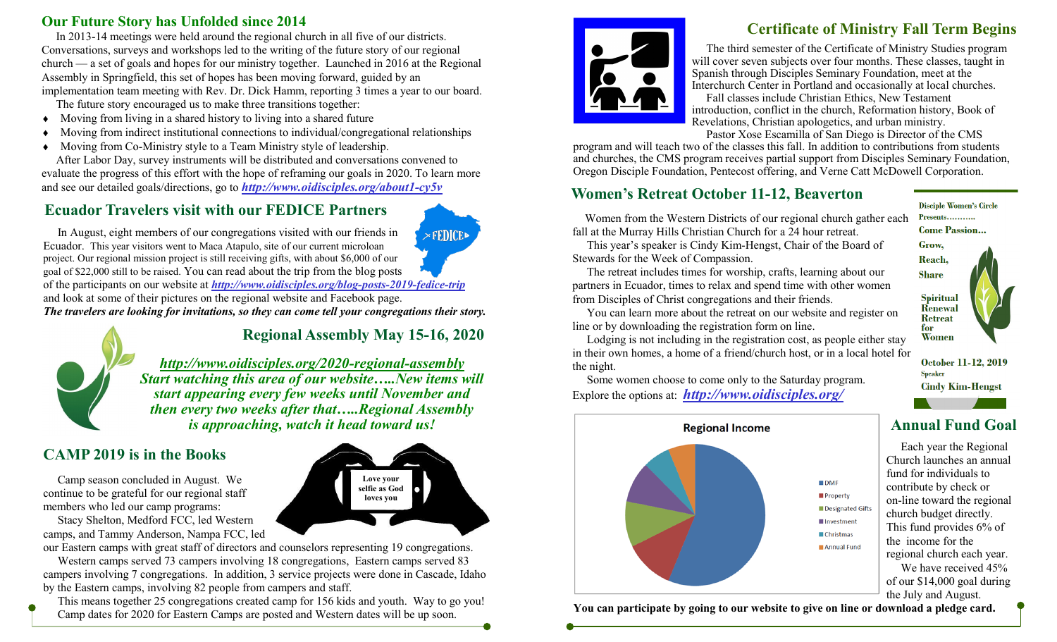## Our Future Story has Unfolded since 2014

In 2013-14 meetings were held around the regional church in all five of our districts. Conversations, surveys and workshops led to the writing of the future story of our regional church — a set of goals and hopes for our ministry together. Launched in 2016 at the Regional Assembly in Springfield, this set of hopes has been moving forward, guided by an implementation team meeting with Rev. Dr. Dick Hamm, reporting 3 times a year to our board.

The future story encouraged us to make three transitions together:

- Moving from living in a shared history to living into a shared future
- Moving from indirect institutional connections to individual/congregational relationships
- Moving from Co-Ministry style to a Team Ministry style of leadership.

After Labor Day, survey instruments will be distributed and conversations convened to evaluate the progress of this effort with the hope of reframing our goals in 2020. To learn more and see our detailed goals/directions, go to ***http://www.oidisciples.org/about1-cy5v***

## Ecuador Travelers visit with our FEDICE Partners

FEDICE

In August, eight members of our congregations visited with our friends in Ecuador. This year visitors went to Maca Atapulo, site of our current microloan project. Our regional mission project is still receiving gifts, with about $6,000 of our goal of $22,000 still to be raised. You can read about the trip from the blog posts of the participants on our website at ***http://www.oidisciples.org/blog-posts-2019-fedice-trip*** and look at some of their pictures on the regional website and Facebook page.

***The travelers are looking for invitations, so they can come tell your congregations their story.***

## Regional Assembly May 15-16, 2020

***http://www.oidisciples.org/2020-regional-assembly***
***Start watching this area of our website…..New items will start appearing every few weeks until November and then every two weeks after that…..Regional Assembly is approaching, watch it head toward us!***

## CAMP 2019 is in the Books

Love your selfie as God loves you

Camp season concluded in August. We continue to be grateful for our regional staff members who led our camp programs:

Stacy Shelton, Medford FCC, led Western camps, and Tammy Anderson, Nampa FCC, led our Eastern camps with great staff of directors and counselors representing 19 congregations.

Western camps served 73 campers involving 18 congregations, Eastern camps served 83 campers involving 7 congregations. In addition, 3 service projects were done in Cascade, Idaho by the Eastern camps, involving 82 people from campers and staff.

This means together 25 congregations created camp for 156 kids and youth. Way to go you! Camp dates for 2020 for Eastern Camps are posted and Western dates will be up soon.

## Certificate of Ministry Fall Term Begins

The third semester of the Certificate of Ministry Studies program will cover seven subjects over four months. These classes, taught in Spanish through Disciples Seminary Foundation, meet at the Interchurch Center in Portland and occasionally at local churches.

Fall classes include Christian Ethics, New Testament introduction, conflict in the church, Reformation history, Book of Revelations, Christian apologetics, and urban ministry.

Pastor Xose Escamilla of San Diego is Director of the CMS program and will teach two of the classes this fall. In addition to contributions from students and churches, the CMS program receives partial support from Disciples Seminary Foundation, Oregon Disciple Foundation, Pentecost offering, and Verne Catt McDowell Corporation.

## Women's Retreat October 11-12, Beaverton

Disciple Women's Circle Presents………..
Come Passion…
Grow,
Reach,
Share
Spiritual Renewal Retreat for Women
October 11-12, 2019
Speaker
Cindy Kim-Hengst

Women from the Western Districts of our regional church gather each fall at the Murray Hills Christian Church for a 24 hour retreat.

This year's speaker is Cindy Kim-Hengst, Chair of the Board of Stewards for the Week of Compassion.

The retreat includes times for worship, crafts, learning about our partners in Ecuador, times to relax and spend time with other women from Disciples of Christ congregations and their friends.

You can learn more about the retreat on our website and register on line or by downloading the registration form on line.

Lodging is not including in the registration cost, as people either stay in their own homes, a home of a friend/church host, or in a local hotel for the night.

Some women choose to come only to the Saturday program. Explore the options at: ***http://www.oidisciples.org/***

Regional Income

DMF
Property
Designated Gifts
Investment
Christmas
Annual Fund

## Annual Fund Goal

Each year the Regional Church launches an annual fund for individuals to contribute by check or on-line toward the regional church budget directly. This fund provides 6% of the income for the regional church each year.

We have received 45% of our $14,000 goal during the July and August.

**You can participate by going to our website to give on line or download a pledge card.**